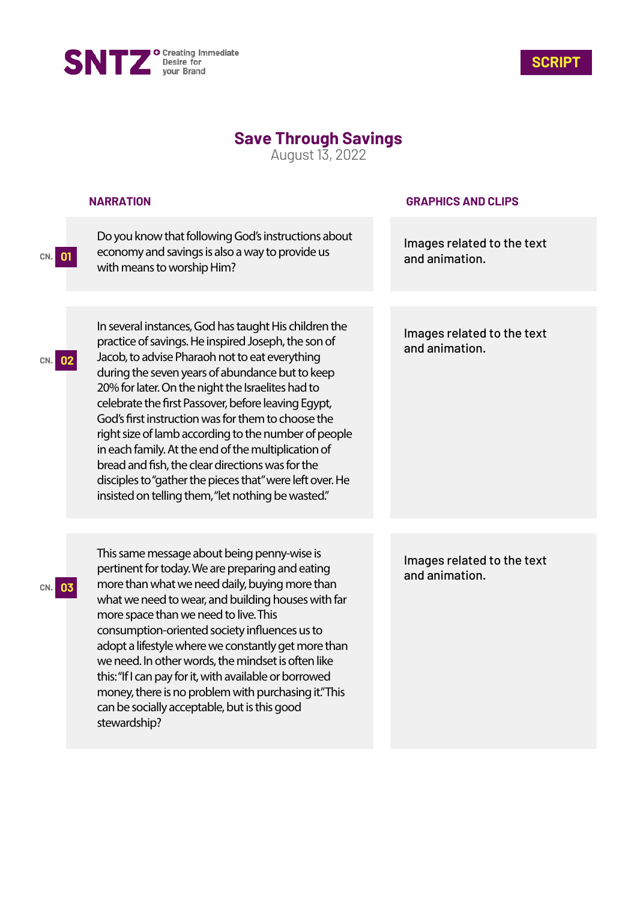SNTZ Creating Immediate Desire for your Brand

**SCRIPT**

# Save Through Savings

August 13, 2022

| CN. | NARRATION | GRAPHICS AND CLIPS |
|---|---|---|
| 01 | Do you know that following God's instructions about economy and savings is also a way to provide us with means to worship Him? | Images related to the text and animation. |
| 02 | In several instances, God has taught His children the practice of savings. He inspired Joseph, the son of Jacob, to advise Pharaoh not to eat everything during the seven years of abundance but to keep 20% for later. On the night the Israelites had to celebrate the first Passover, before leaving Egypt, God's first instruction was for them to choose the right size of lamb according to the number of people in each family. At the end of the multiplication of bread and fish, the clear directions was for the disciples to "gather the pieces that" were left over. He insisted on telling them, "let nothing be wasted." | Images related to the text and animation. |
| 03 | This same message about being penny-wise is pertinent for today. We are preparing and eating more than what we need daily, buying more than what we need to wear, and building houses with far more space than we need to live. This consumption-oriented society influences us to adopt a lifestyle where we constantly get more than we need. In other words, the mindset is often like this: "If I can pay for it, with available or borrowed money, there is no problem with purchasing it." This can be socially acceptable, but is this good stewardship? | Images related to the text and animation. |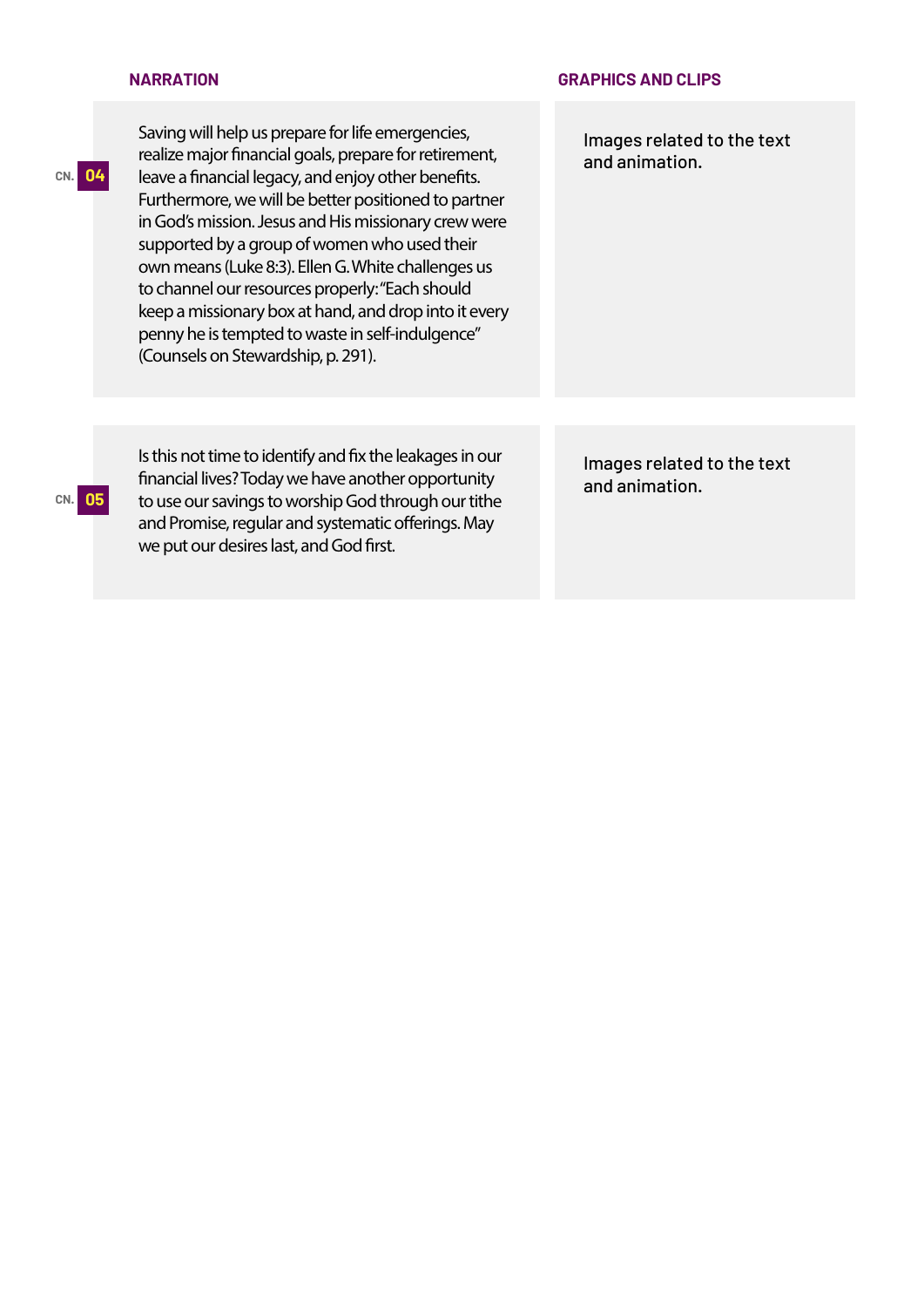| CN. | NARRATION | GRAPHICS AND CLIPS |
| --- | --- | --- |
| 04 | Saving will help us prepare for life emergencies, realize major financial goals, prepare for retirement, leave a financial legacy, and enjoy other benefits. Furthermore, we will be better positioned to partner in God's mission. Jesus and His missionary crew were supported by a group of women who used their own means (Luke 8:3). Ellen G. White challenges us to channel our resources properly: "Each should keep a missionary box at hand, and drop into it every penny he is tempted to waste in self-indulgence" (Counsels on Stewardship, p. 291). | Images related to the text and animation. |
| 05 | Is this not time to identify and fix the leakages in our financial lives? Today we have another opportunity to use our savings to worship God through our tithe and Promise, regular and systematic offerings. May we put our desires last, and God first. | Images related to the text and animation. |